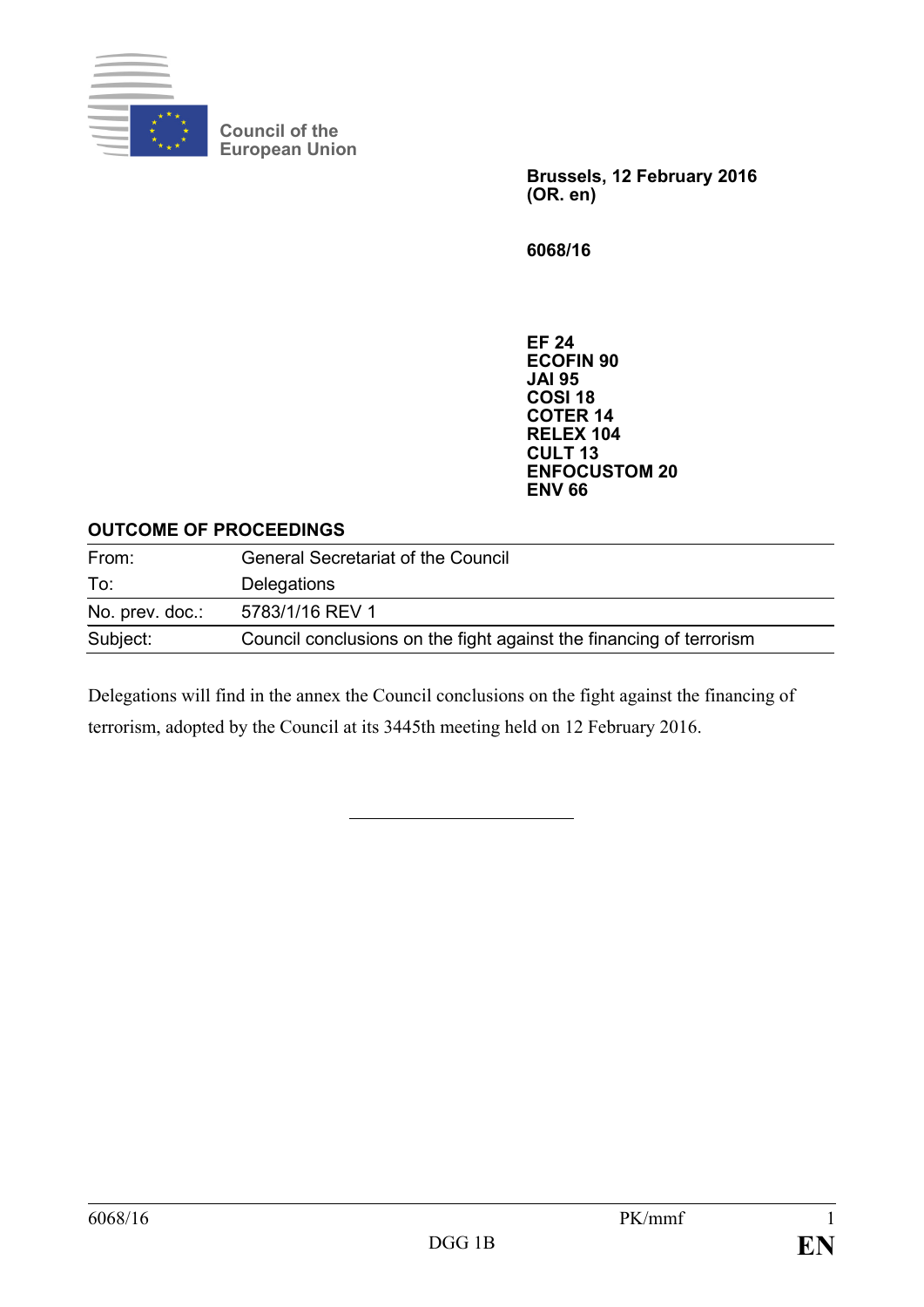Council of the European Union

**Brussels, 12 February 2016**
**(OR. en)**

**6068/16**

**EF 24**
**ECOFIN 90**
**JAI 95**
**COSI 18**
**COTER 14**
**RELEX 104**
**CULT 13**
**ENFOCUSTOM 20**
**ENV 66**

**OUTCOME OF PROCEEDINGS**

| | |
|---|---|
| From: | General Secretariat of the Council |
| To: | Delegations |
| No. prev. doc.: | 5783/1/16 REV 1 |
| Subject: | Council conclusions on the fight against the financing of terrorism |

Delegations will find in the annex the Council conclusions on the fight against the financing of terrorism, adopted by the Council at its 3445th meeting held on 12 February 2016.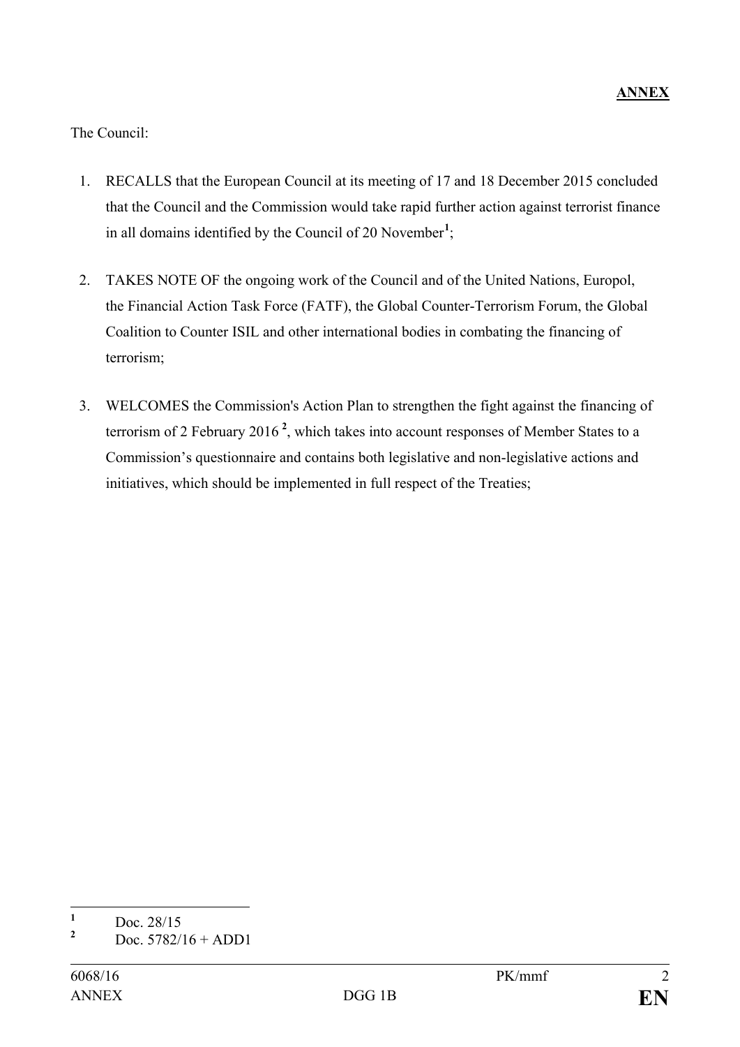**ANNEX**

The Council:

1. RECALLS that the European Council at its meeting of 17 and 18 December 2015 concluded that the Council and the Commission would take rapid further action against terrorist finance in all domains identified by the Council of 20 November[1];

2. TAKES NOTE OF the ongoing work of the Council and of the United Nations, Europol, the Financial Action Task Force (FATF), the Global Counter-Terrorism Forum, the Global Coalition to Counter ISIL and other international bodies in combating the financing of terrorism;

3. WELCOMES the Commission's Action Plan to strengthen the fight against the financing of terrorism of 2 February 2016 [2], which takes into account responses of Member States to a Commission's questionnaire and contains both legislative and non-legislative actions and initiatives, which should be implemented in full respect of the Treaties;

---

[1] Doc. 28/15

[2] Doc. 5782/16 + ADD1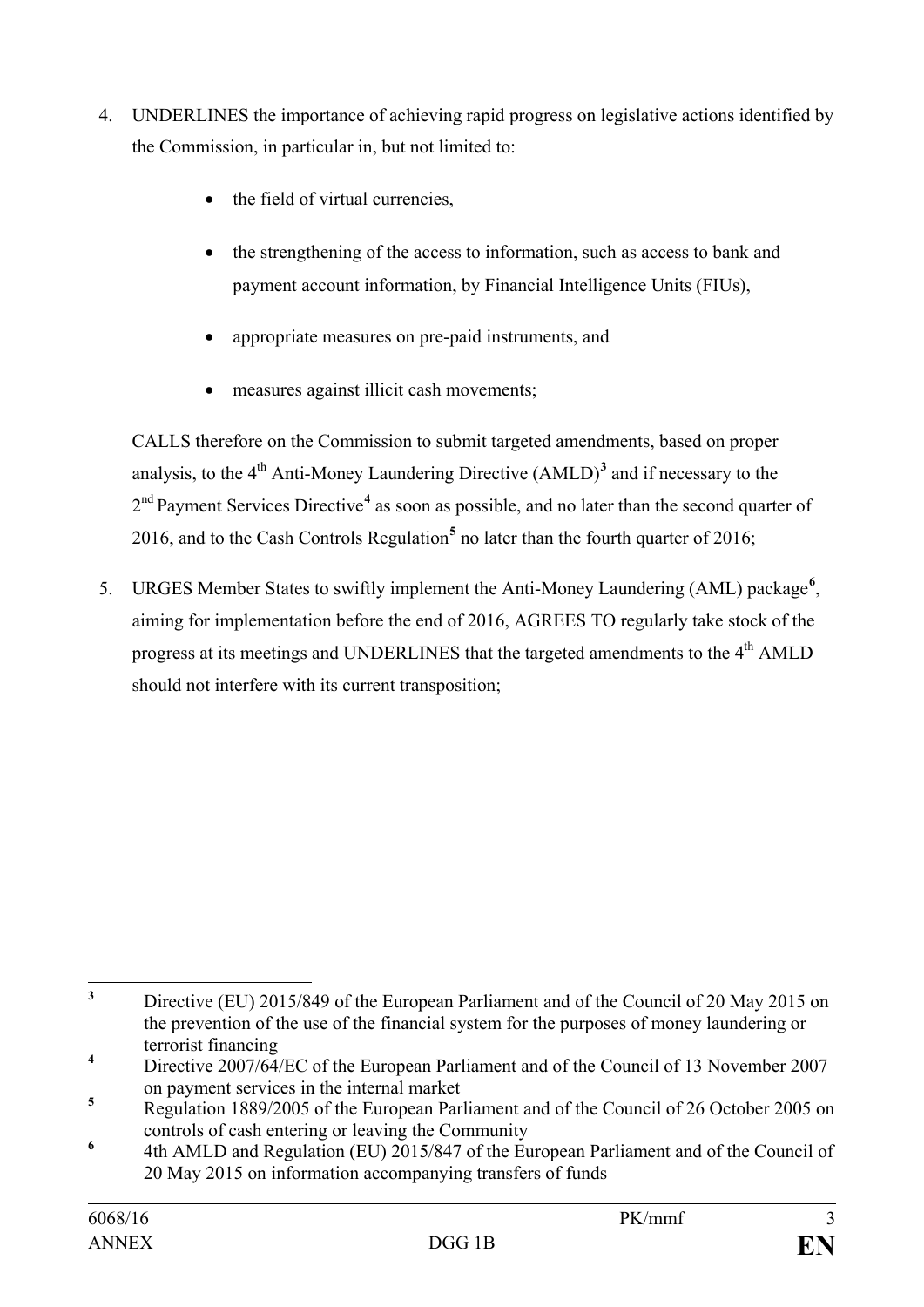4. UNDERLINES the importance of achieving rapid progress on legislative actions identified by the Commission, in particular in, but not limited to:

   - the field of virtual currencies,
   - the strengthening of the access to information, such as access to bank and payment account information, by Financial Intelligence Units (FIUs),
   - appropriate measures on pre-paid instruments, and
   - measures against illicit cash movements;

   CALLS therefore on the Commission to submit targeted amendments, based on proper analysis, to the 4th Anti-Money Laundering Directive (AMLD)[3] and if necessary to the 2nd Payment Services Directive[4] as soon as possible, and no later than the second quarter of 2016, and to the Cash Controls Regulation[5] no later than the fourth quarter of 2016;

5. URGES Member States to swiftly implement the Anti-Money Laundering (AML) package[6], aiming for implementation before the end of 2016, AGREES TO regularly take stock of the progress at its meetings and UNDERLINES that the targeted amendments to the 4th AMLD should not interfere with its current transposition;

---

[3] Directive (EU) 2015/849 of the European Parliament and of the Council of 20 May 2015 on the prevention of the use of the financial system for the purposes of money laundering or terrorist financing

[4] Directive 2007/64/EC of the European Parliament and of the Council of 13 November 2007 on payment services in the internal market

[5] Regulation 1889/2005 of the European Parliament and of the Council of 26 October 2005 on controls of cash entering or leaving the Community

[6] 4th AMLD and Regulation (EU) 2015/847 of the European Parliament and of the Council of 20 May 2015 on information accompanying transfers of funds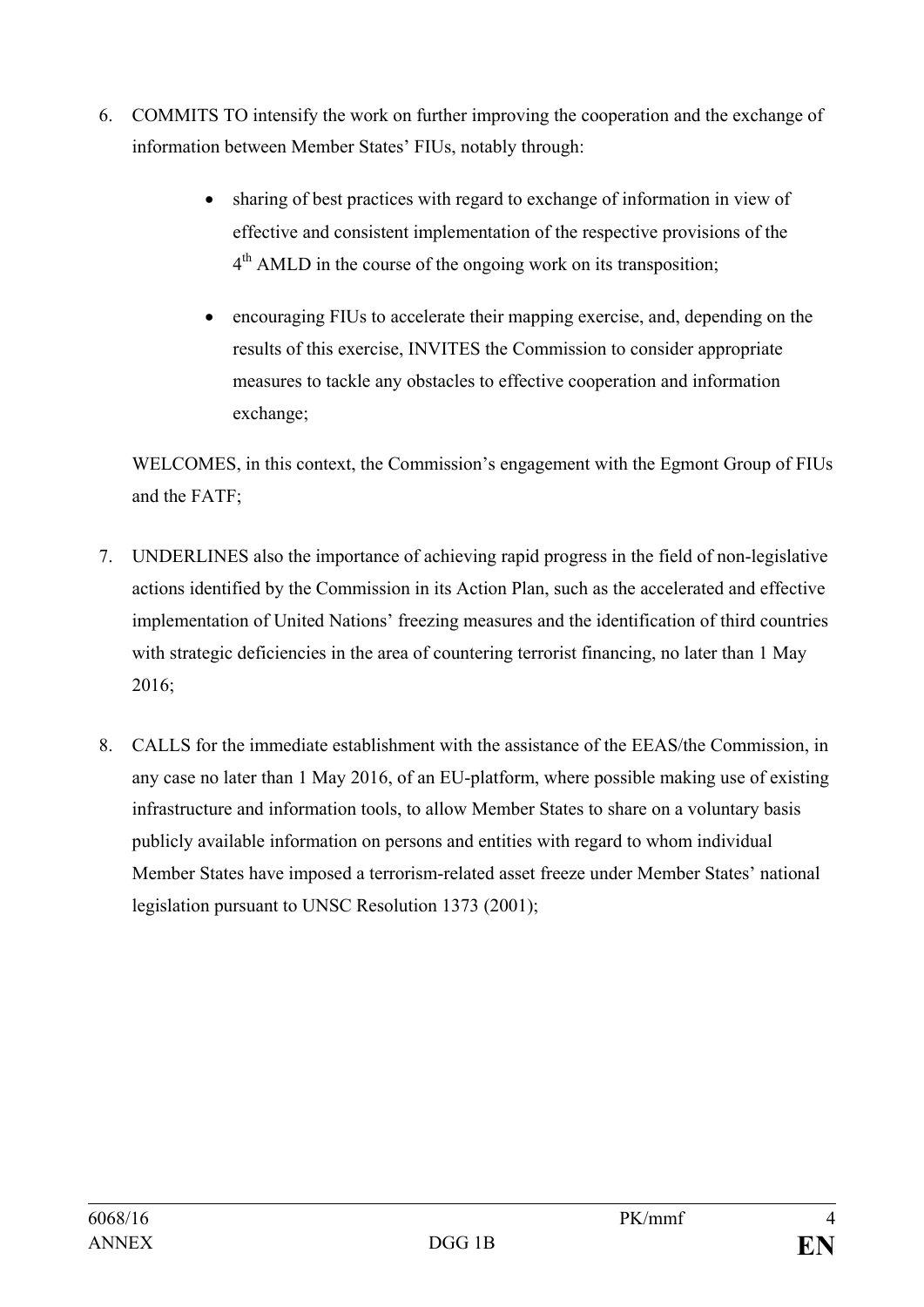6. COMMITS TO intensify the work on further improving the cooperation and the exchange of information between Member States' FIUs, notably through:

    - sharing of best practices with regard to exchange of information in view of effective and consistent implementation of the respective provisions of the 4th AMLD in the course of the ongoing work on its transposition;

    - encouraging FIUs to accelerate their mapping exercise, and, depending on the results of this exercise, INVITES the Commission to consider appropriate measures to tackle any obstacles to effective cooperation and information exchange;

    WELCOMES, in this context, the Commission's engagement with the Egmont Group of FIUs and the FATF;

7. UNDERLINES also the importance of achieving rapid progress in the field of non-legislative actions identified by the Commission in its Action Plan, such as the accelerated and effective implementation of United Nations' freezing measures and the identification of third countries with strategic deficiencies in the area of countering terrorist financing, no later than 1 May 2016;

8. CALLS for the immediate establishment with the assistance of the EEAS/the Commission, in any case no later than 1 May 2016, of an EU-platform, where possible making use of existing infrastructure and information tools, to allow Member States to share on a voluntary basis publicly available information on persons and entities with regard to whom individual Member States have imposed a terrorism-related asset freeze under Member States' national legislation pursuant to UNSC Resolution 1373 (2001);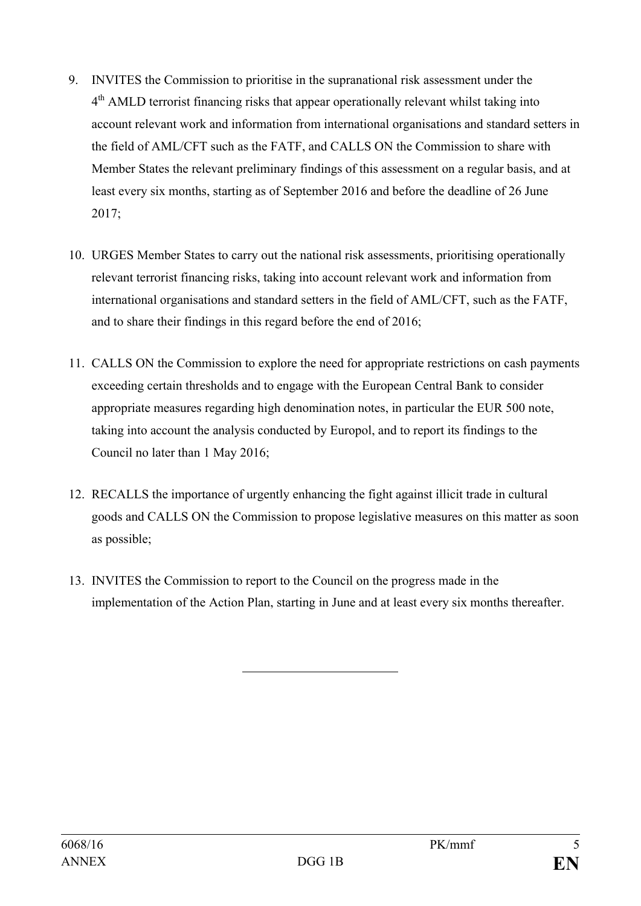9. INVITES the Commission to prioritise in the supranational risk assessment under the 4th AMLD terrorist financing risks that appear operationally relevant whilst taking into account relevant work and information from international organisations and standard setters in the field of AML/CFT such as the FATF, and CALLS ON the Commission to share with Member States the relevant preliminary findings of this assessment on a regular basis, and at least every six months, starting as of September 2016 and before the deadline of 26 June 2017;

10. URGES Member States to carry out the national risk assessments, prioritising operationally relevant terrorist financing risks, taking into account relevant work and information from international organisations and standard setters in the field of AML/CFT, such as the FATF, and to share their findings in this regard before the end of 2016;

11. CALLS ON the Commission to explore the need for appropriate restrictions on cash payments exceeding certain thresholds and to engage with the European Central Bank to consider appropriate measures regarding high denomination notes, in particular the EUR 500 note, taking into account the analysis conducted by Europol, and to report its findings to the Council no later than 1 May 2016;

12. RECALLS the importance of urgently enhancing the fight against illicit trade in cultural goods and CALLS ON the Commission to propose legislative measures on this matter as soon as possible;

13. INVITES the Commission to report to the Council on the progress made in the implementation of the Action Plan, starting in June and at least every six months thereafter.